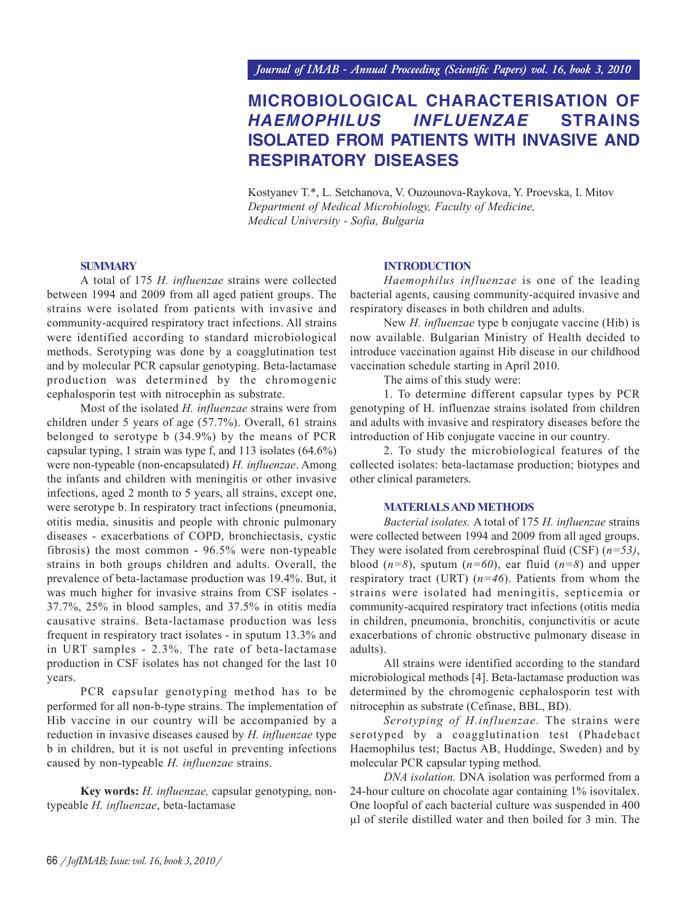# MICROBIOLOGICAL CHARACTERISATION OF *HAEMOPHILUS INFLUENZAE* STRAINS ISOLATED FROM PATIENTS WITH INVASIVE AND RESPIRATORY DISEASES

Kostyanev T.*, L. Setchanova, V. Ouzounova-Raykova, Y. Proevska, I. Mitov
*Department of Medical Microbiology, Faculty of Medicine, Medical University - Sofia, Bulgaria*

## SUMMARY

A total of 175 *H. influenzae* strains were collected between 1994 and 2009 from all aged patient groups. The strains were isolated from patients with invasive and community-acquired respiratory tract infections. All strains were identified according to standard microbiological methods. Serotyping was done by a coagglutination test and by molecular PCR capsular genotyping. Beta-lactamase production was determined by the chromogenic cephalosporin test with nitrocephin as substrate.

Most of the isolated *H. influenzae* strains were from children under 5 years of age (57.7%). Overall, 61 strains belonged to serotype b (34.9%) by the means of PCR capsular typing, 1 strain was type f, and 113 isolates (64.6%) were non-typeable (non-encapsulated) *H. influenzae*. Among the infants and children with meningitis or other invasive infections, aged 2 month to 5 years, all strains, except one, were serotype b. In respiratory tract infections (pneumonia, otitis media, sinusitis and people with chronic pulmonary diseases - exacerbations of COPD, bronchiectasis, cystic fibrosis) the most common - 96.5% were non-typeable strains in both groups children and adults. Overall, the prevalence of beta-lactamase production was 19.4%. But, it was much higher for invasive strains from CSF isolates - 37.7%, 25% in blood samples, and 37.5% in otitis media causative strains. Beta-lactamase production was less frequent in respiratory tract isolates - in sputum 13.3% and in URT samples - 2.3%. The rate of beta-lactamase production in CSF isolates has not changed for the last 10 years.

PCR capsular genotyping method has to be performed for all non-b-type strains. The implementation of Hib vaccine in our country will be accompanied by a reduction in invasive diseases caused by *H. influenzae* type b in children, but it is not useful in preventing infections caused by non-typeable *H. influenzae* strains.

**Key words:** *H. influenzae,* capsular genotyping, non-typeable *H. influenzae*, beta-lactamase

## INTRODUCTION

*Haemophilus influenzae* is one of the leading bacterial agents, causing community-acquired invasive and respiratory diseases in both children and adults.

New *H. influenzae* type b conjugate vaccine (Hib) is now available. Bulgarian Ministry of Health decided to introduce vaccination against Hib disease in our childhood vaccination schedule starting in April 2010.

The aims of this study were:

1. To determine different capsular types by PCR genotyping of H. influenzae strains isolated from children and adults with invasive and respiratory diseases before the introduction of Hib conjugate vaccine in our country.
2. To study the microbiological features of the collected isolates: beta-lactamase production; biotypes and other clinical parameters.

## MATERIALS AND METHODS

*Bacterial isolates.* A total of 175 *H. influenzae* strains were collected between 1994 and 2009 from all aged groups. They were isolated from cerebrospinal fluid (CSF) (*n=53)*, blood (*n=8*), sputum (*n=60*), ear fluid (*n=8*) and upper respiratory tract (URT) (*n=46*). Patients from whom the strains were isolated had meningitis, septicemia or community-acquired respiratory tract infections (otitis media in children, pneumonia, bronchitis, conjunctivitis or acute exacerbations of chronic obstructive pulmonary disease in adults).

All strains were identified according to the standard microbiological methods [4]. Beta-lactamase production was determined by the chromogenic cephalosporin test with nitrocephin as substrate (Cefinase, BBL, BD).

*Serotyping of H.influenzae.* The strains were serotyped by a coagglutination test (Phadebact Haemophilus test; Bactus AB, Huddinge, Sweden) and by molecular PCR capsular typing method.

*DNA isolation.* DNA isolation was performed from a 24-hour culture on chocolate agar containing 1% isovitalex. One loopful of each bacterial culture was suspended in 400 µl of sterile distilled water and then boiled for 3 min. The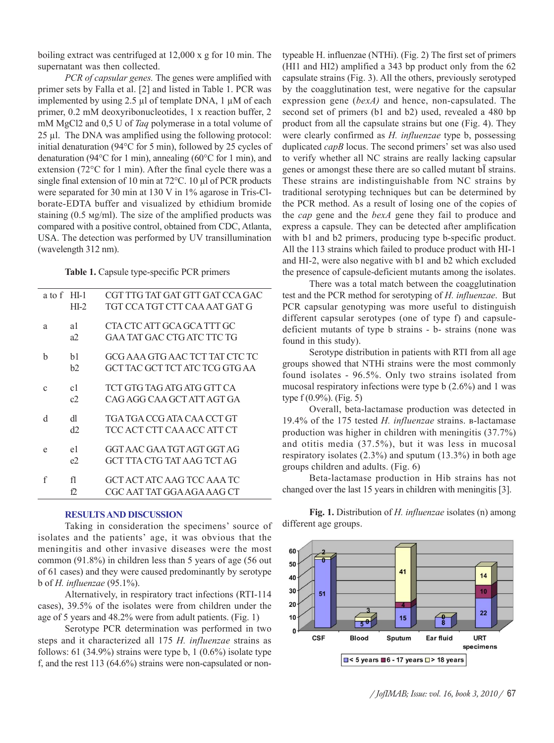boiling extract was centrifuged at 12,000 x g for 10 min. The supernatant was then collected.

*PCR of capsular genes.* The genes were amplified with primer sets by Falla et al. [2] and listed in Table 1. PCR was implemented by using 2.5 µl of template DNA, 1 µM of each primer, 0.2 mM deoxyribonucleotides, 1 x reaction buffer, 2 mM MgCl2 and 0,5 U of *Taq* polymerase in a total volume of 25 µl. The DNA was amplified using the following protocol: initial denaturation (94°C for 5 min), followed by 25 cycles of denaturation (94°C for 1 min), annealing (60°C for 1 min), and extension (72°C for 1 min). After the final cycle there was a single final extension of 10 min at 72°C. 10 µl of PCR products were separated for 30 min at 130 V in 1% agarose in Tris-Cl-borate-EDTA buffer and visualized by ethidium bromide staining (0.5 мg/ml). The size of the amplified products was compared with a positive control, obtained from CDC, Atlanta, USA. The detection was performed by UV transillumination (wavelength 312 nm).

**Table 1.** Capsule type-specific PCR primers

| | | |
|---|---|---|
| a to f | HI-1 | CGT TTG TAT GAT GTT GAT CCA GAC |
| | HI-2 | TGT CCA TGT CTT CAA AAT GAT G |
| a | a1 | CTA CTC ATT GCA GCA TTT GC |
| | a2 | GAA TAT GAC CTG ATC TTC TG |
| b | b1 | GCG AAA GTG AAC TCT TAT CTC TC |
| | b2 | GCT TAC GCT TCT ATC TCG GTG AA |
| c | c1 | TCT GTG TAG ATG ATG GTT CA |
| | c2 | CAG AGG CAA GCT ATT AGT GA |
| d | dl | TGA TGA CCG ATA CAA CCT GT |
| | d2 | TCC ACT CTT CAA ACC ATT CT |
| e | e1 | GGT AAC GAA TGT AGT GGT AG |
| | e2 | GCT TTA CTG TAT AAG TCT AG |
| f | f1 | GCT ACT ATC AAG TCC AAA TC |
| | f2 | CGC AAT TAT GGA AGA AAG CT |

## RESULTS AND DISCUSSION

Taking in consideration the specimens' source of isolates and the patients' age, it was obvious that the meningitis and other invasive diseases were the most common (91.8%) in children less than 5 years of age (56 out of 61 cases) and they were caused predominantly by serotype b of *H. influenzae* (95.1%).

Alternatively, in respiratory tract infections (RTI-114 cases), 39.5% of the isolates were from children under the age of 5 years and 48.2% were from adult patients. (Fig. 1)

Serotype PCR determination was performed in two steps and it characterized all 175 *H. influenzae* strains as follows: 61 (34.9%) strains were type b, 1 (0.6%) isolate type f, and the rest 113 (64.6%) strains were non-capsulated or non-typeable H. influenzae (NTHi). (Fig. 2) The first set of primers (HI1 and HI2) amplified a 343 bp product only from the 62 capsulate strains (Fig. 3). All the others, previously serotyped by the coagglutination test, were negative for the capsular expression gene (*bexA)* and hence, non-capsulated. The second set of primers (b1 and b2) used, revealed a 480 bp product from all the capsulate strains but one (Fig. 4). They were clearly confirmed as *H. influenzae* type b, possessing duplicated *capB* locus. The second primers' set was also used to verify whether all NC strains are really lacking capsular genes or amongst these there are so called mutant bĪ strains. These strains are indistinguishable from NC strains by traditional serotyping techniques but can be determined by the PCR method. As a result of losing one of the copies of the *cap* gene and the *bexA* gene they fail to produce and express a capsule. They can be detected after amplification with b1 and b2 primers, producing type b-specific product. All the 113 strains which failed to produce product with HI-1 and HI-2, were also negative with b1 and b2 which excluded the presence of capsule-deficient mutants among the isolates.

There was a total match between the coagglutination test and the PCR method for serotyping of *H. influenzae*. But PCR capsular genotyping was more useful to distinguish different capsular serotypes (one of type f) and capsule-deficient mutants of type b strains - b- strains (none was found in this study).

Serotype distribution in patients with RTI from all age groups showed that NTHi strains were the most commonly found isolates - 96.5%. Only two strains isolated from mucosal respiratory infections were type b (2.6%) and 1 was type f (0.9%). (Fig. 5)

Overall, beta-lactamase production was detected in 19.4% of the 175 tested *H. influenzae* strains. в-lactamase production was higher in children with meningitis (37.7%) and otitis media (37.5%), but it was less in mucosal respiratory isolates (2.3%) and sputum (13.3%) in both age groups children and adults. (Fig. 6)

Beta-lactamase production in Hib strains has not changed over the last 15 years in children with meningitis [3].

**Fig. 1.** Distribution of *H. influenzae* isolates (n) among different age groups.

| | CSF | Blood | Sputum | Ear fluid | URT specimens |
|---|---|---|---|---|---|
| < 5 years | 51 | 5 | 15 | 8 | 22 |
| 6 - 17 years | 0 | 0 | 4 | 0 | 10 |
| > 18 years | 2 | 3 | 41 | 0 | 14 |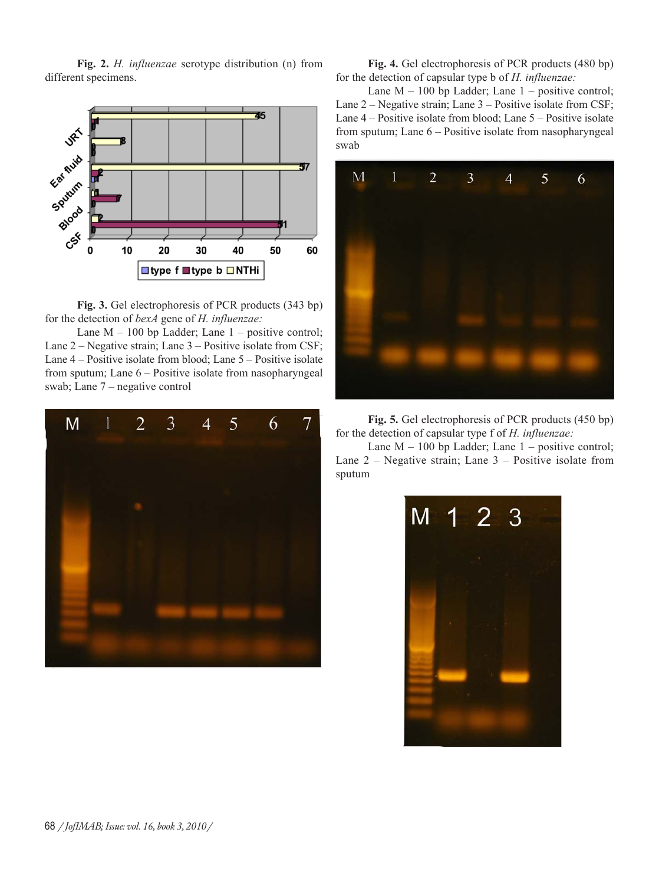**Fig. 2.** *H. influenzae* serotype distribution (n) from different specimens.

**Fig. 3.** Gel electrophoresis of PCR products (343 bp) for the detection of *bexA* gene of *H. influenzae:*

Lane M – 100 bp Ladder; Lane 1 – positive control; Lane 2 – Negative strain; Lane 3 – Positive isolate from CSF; Lane 4 – Positive isolate from blood; Lane 5 – Positive isolate from sputum; Lane 6 – Positive isolate from nasopharyngeal swab; Lane 7 – negative control

**Fig. 4.** Gel electrophoresis of PCR products (480 bp) for the detection of capsular type b of *H. influenzae:*

Lane M – 100 bp Ladder; Lane 1 – positive control; Lane 2 – Negative strain; Lane 3 – Positive isolate from CSF; Lane 4 – Positive isolate from blood; Lane 5 – Positive isolate from sputum; Lane 6 – Positive isolate from nasopharyngeal swab

**Fig. 5.** Gel electrophoresis of PCR products (450 bp) for the detection of capsular type f of *H. influenzae:*

Lane M – 100 bp Ladder; Lane 1 – positive control; Lane 2 – Negative strain; Lane 3 – Positive isolate from sputum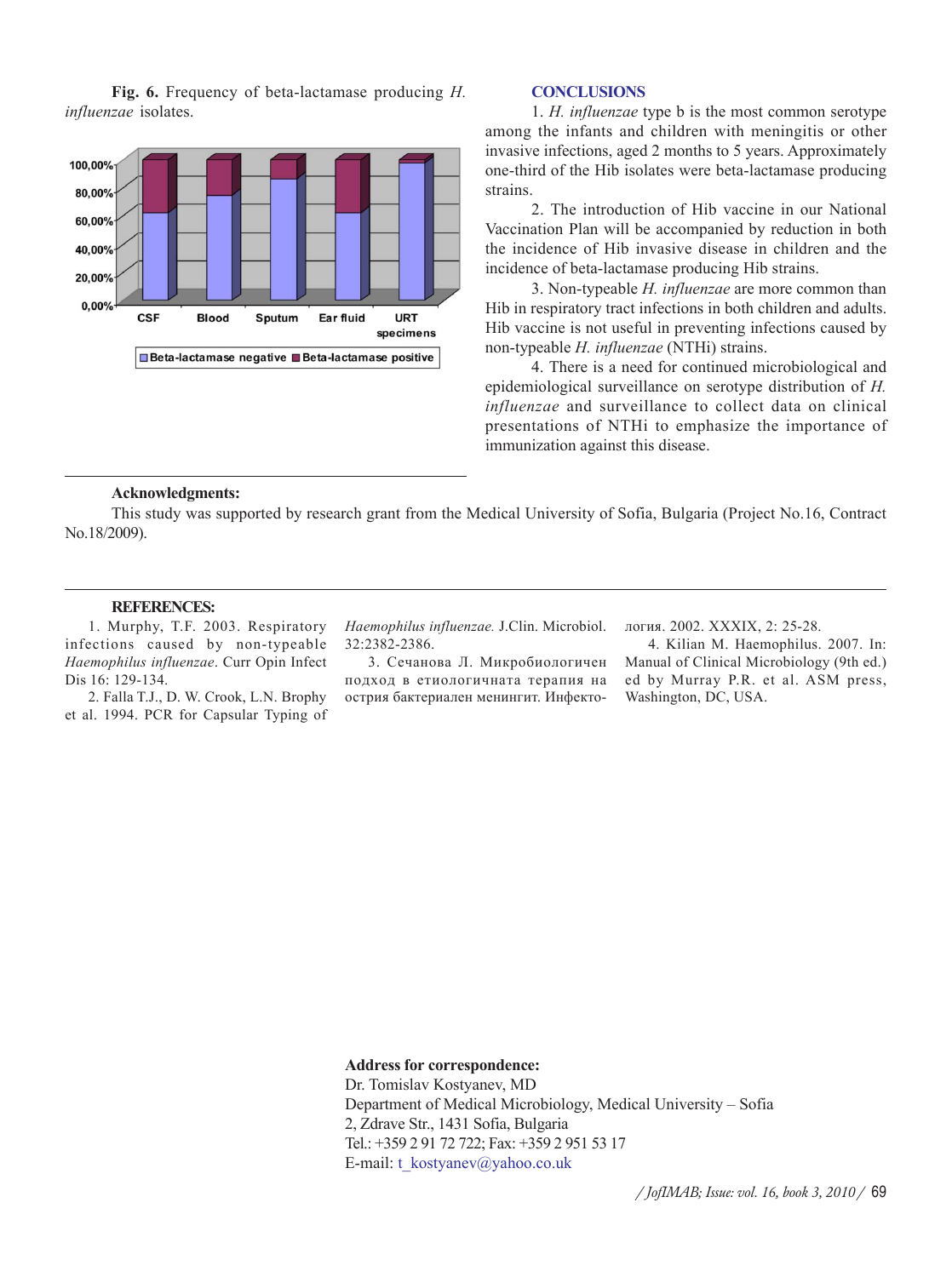**Fig. 6.** Frequency of beta-lactamase producing *H. influenzae* isolates.

100,00%
80,00%
60,00%
40,00%
20,00%
0,00%

CSF
Blood
Sputum
Ear fluid
URT specimens

Beta-lactamase negative
Beta-lactamase positive

## CONCLUSIONS

1. *H. influenzae* type b is the most common serotype among the infants and children with meningitis or other invasive infections, aged 2 months to 5 years. Approximately one-third of the Hib isolates were beta-lactamase producing strains.

2. The introduction of Hib vaccine in our National Vaccination Plan will be accompanied by reduction in both the incidence of Hib invasive disease in children and the incidence of beta-lactamase producing Hib strains.

3. Non-typeable *H. influenzae* are more common than Hib in respiratory tract infections in both children and adults. Hib vaccine is not useful in preventing infections caused by non-typeable *H. influenzae* (NTHi) strains.

4. There is a need for continued microbiological and epidemiological surveillance on serotype distribution of *H. influenzae* and surveillance to collect data on clinical presentations of NTHi to emphasize the importance of immunization against this disease.

**Acknowledgments:**

This study was supported by research grant from the Medical University of Sofia, Bulgaria (Project No.16, Contract No.18/2009).

## REFERENCES:

1. Murphy, T.F. 2003. Respiratory infections caused by non-typeable *Haemophilus influenzae*. Curr Opin Infect Dis 16: 129-134.
2. Falla T.J., D. W. Crook, L.N. Brophy et al. 1994. PCR for Capsular Typing of *Haemophilus influenzae.* J.Clin. Microbiol. 32:2382-2386.
3. Сечанова Л. Микробиологичен подход в етиологичната терапия на острия бактериален менингит. Инфектология. 2002. XXXIX, 2: 25-28.
4. Kilian M. Haemophilus. 2007. In: Manual of Clinical Microbiology (9th ed.) ed by Murray P.R. et al. ASM press, Washington, DC, USA.

**Address for correspondence:**
Dr. Tomislav Kostyanev, MD
Department of Medical Microbiology, Medical University – Sofia
2, Zdrave Str., 1431 Sofia, Bulgaria
Tel.: +359 2 91 72 722; Fax: +359 2 951 53 17
E-mail: t_kostyanev@yahoo.co.uk